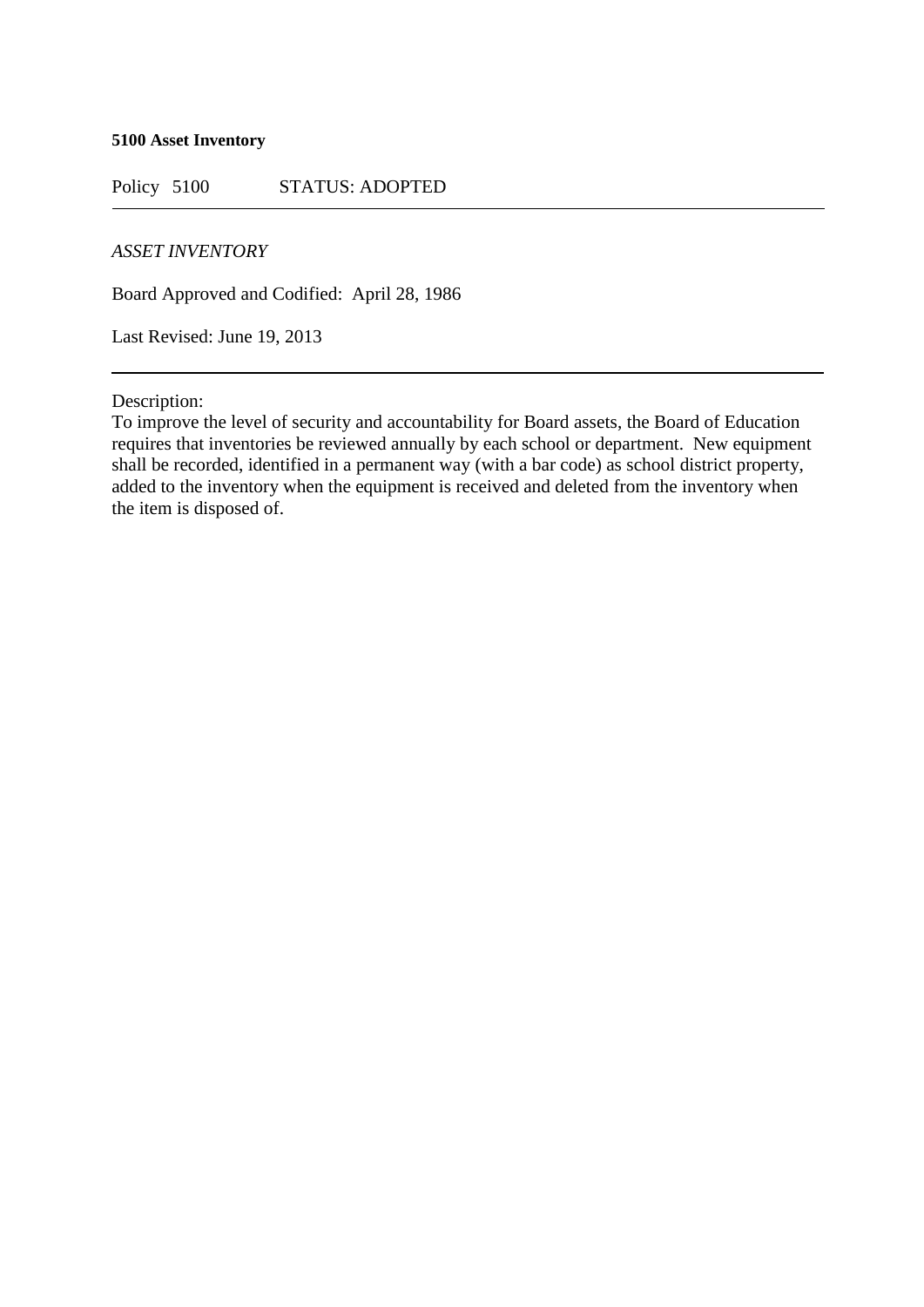**5100 Asset Inventory**

Policy 5100 STATUS: ADOPTED

---

*ASSET INVENTORY*

Board Approved and Codified: April 28, 1986

Last Revised: June 19, 2013

---

Description:

To improve the level of security and accountability for Board assets, the Board of Education requires that inventories be reviewed annually by each school or department. New equipment shall be recorded, identified in a permanent way (with a bar code) as school district property, added to the inventory when the equipment is received and deleted from the inventory when the item is disposed of.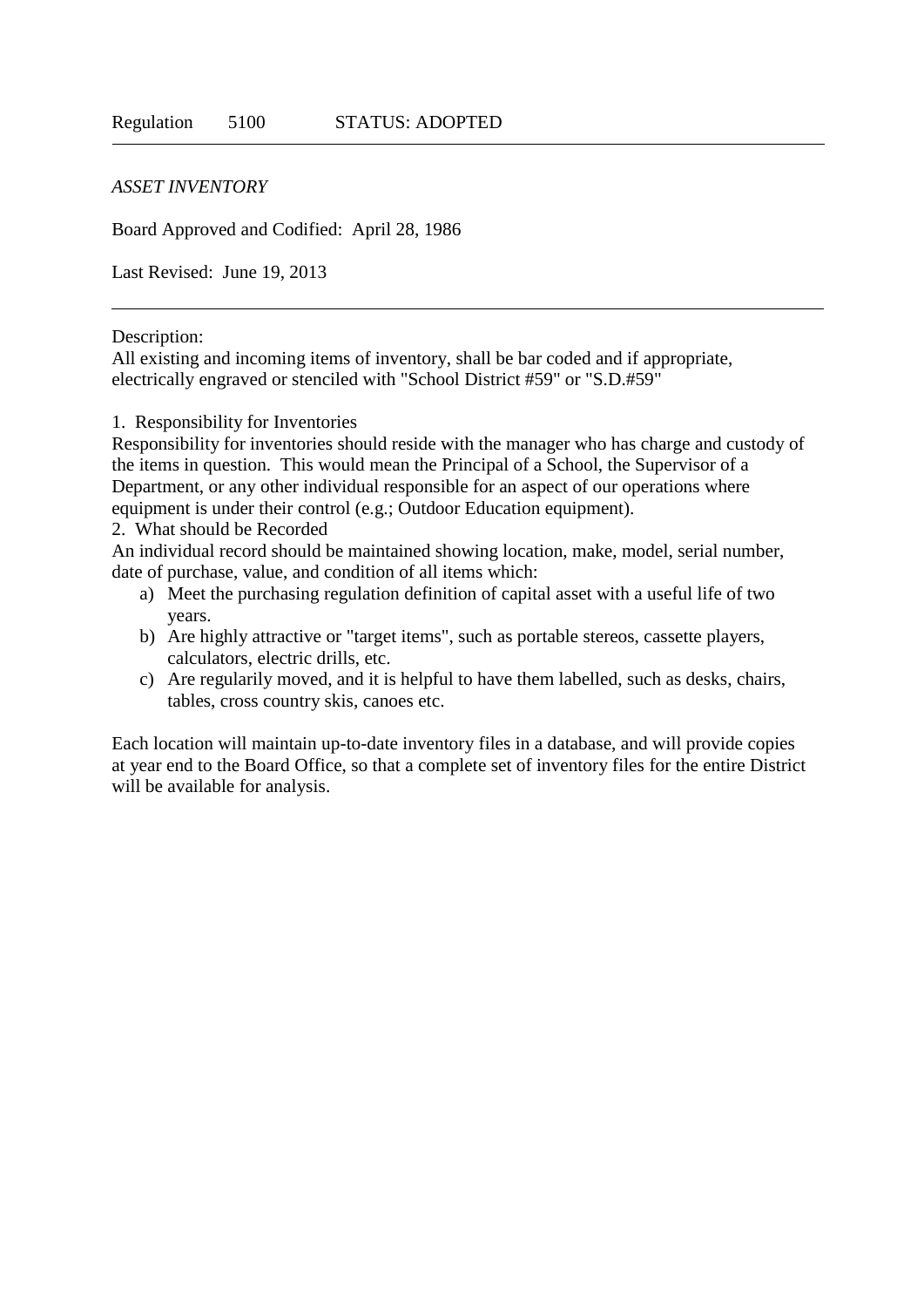Regulation 5100 STATUS: ADOPTED

---

*ASSET INVENTORY*

Board Approved and Codified: April 28, 1986

Last Revised: June 19, 2013

---

Description:
All existing and incoming items of inventory, shall be bar coded and if appropriate, electrically engraved or stenciled with "School District #59" or "S.D.#59"

1. Responsibility for Inventories
Responsibility for inventories should reside with the manager who has charge and custody of the items in question. This would mean the Principal of a School, the Supervisor of a Department, or any other individual responsible for an aspect of our operations where equipment is under their control (e.g.; Outdoor Education equipment).

2. What should be Recorded
An individual record should be maintained showing location, make, model, serial number, date of purchase, value, and condition of all items which:

a) Meet the purchasing regulation definition of capital asset with a useful life of two years.
b) Are highly attractive or "target items", such as portable stereos, cassette players, calculators, electric drills, etc.
c) Are regularily moved, and it is helpful to have them labelled, such as desks, chairs, tables, cross country skis, canoes etc.

Each location will maintain up-to-date inventory files in a database, and will provide copies at year end to the Board Office, so that a complete set of inventory files for the entire District will be available for analysis.